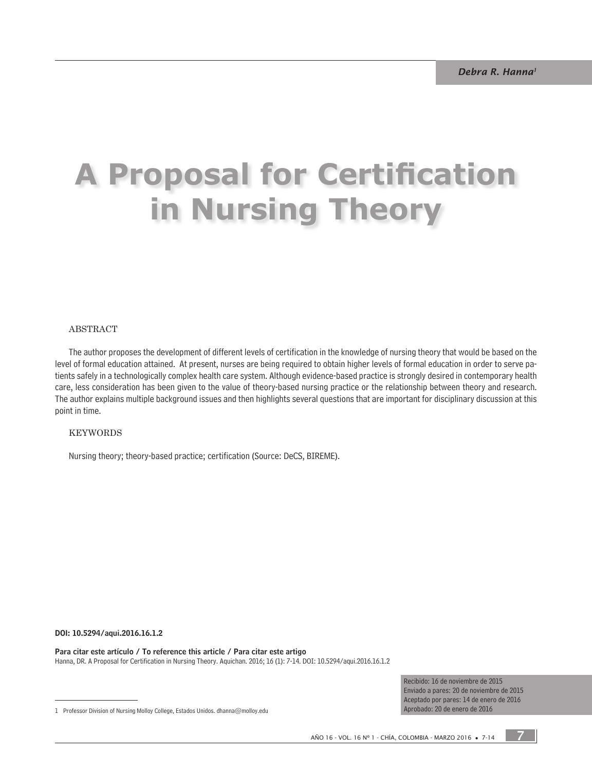Debra R. Hanna[1]

# A Proposal for Certification in Nursing Theory

## ABSTRACT

The author proposes the development of different levels of certification in the knowledge of nursing theory that would be based on the level of formal education attained. At present, nurses are being required to obtain higher levels of formal education in order to serve patients safely in a technologically complex health care system. Although evidence-based practice is strongly desired in contemporary health care, less consideration has been given to the value of theory-based nursing practice or the relationship between theory and research. The author explains multiple background issues and then highlights several questions that are important for disciplinary discussion at this point in time.

## KEYWORDS

Nursing theory; theory-based practice; certification (Source: DeCS, BIREME).

**DOI: 10.5294/aqui.2016.16.1.2**

**Para citar este artículo / To reference this article / Para citar este artigo**
Hanna, DR. A Proposal for Certification in Nursing Theory. Aquichan. 2016; 16 (1): 7-14. DOI: 10.5294/aqui.2016.16.1.2

Recibido: 16 de noviembre de 2015
Enviado a pares: 20 de noviembre de 2015
Aceptado por pares: 14 de enero de 2016
Aprobado: 20 de enero de 2016

[1] Professor Division of Nursing Molloy College, Estados Unidos. dhanna@molloy.edu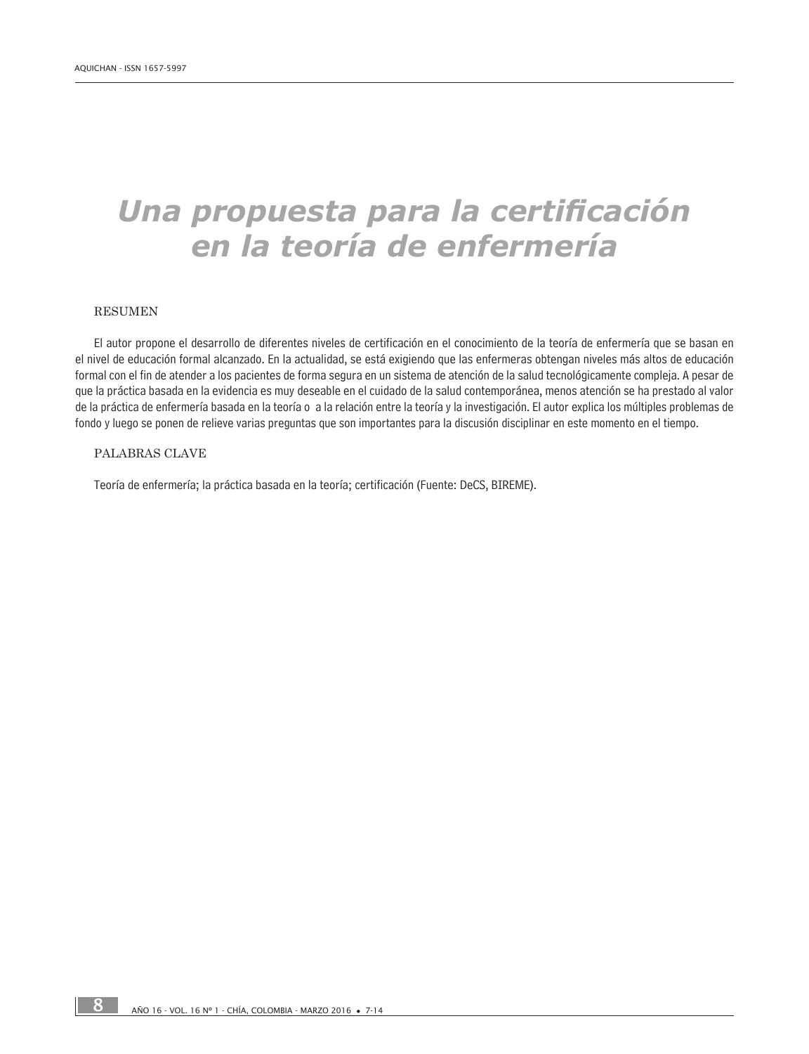# Una propuesta para la certificación en la teoría de enfermería

## RESUMEN

El autor propone el desarrollo de diferentes niveles de certificación en el conocimiento de la teoría de enfermería que se basan en el nivel de educación formal alcanzado. En la actualidad, se está exigiendo que las enfermeras obtengan niveles más altos de educación formal con el fin de atender a los pacientes de forma segura en un sistema de atención de la salud tecnológicamente compleja. A pesar de que la práctica basada en la evidencia es muy deseable en el cuidado de la salud contemporánea, menos atención se ha prestado al valor de la práctica de enfermería basada en la teoría o a la relación entre la teoría y la investigación. El autor explica los múltiples problemas de fondo y luego se ponen de relieve varias preguntas que son importantes para la discusión disciplinar en este momento en el tiempo.

## PALABRAS CLAVE

Teoría de enfermería; la práctica basada en la teoría; certificación (Fuente: DeCS, BIREME).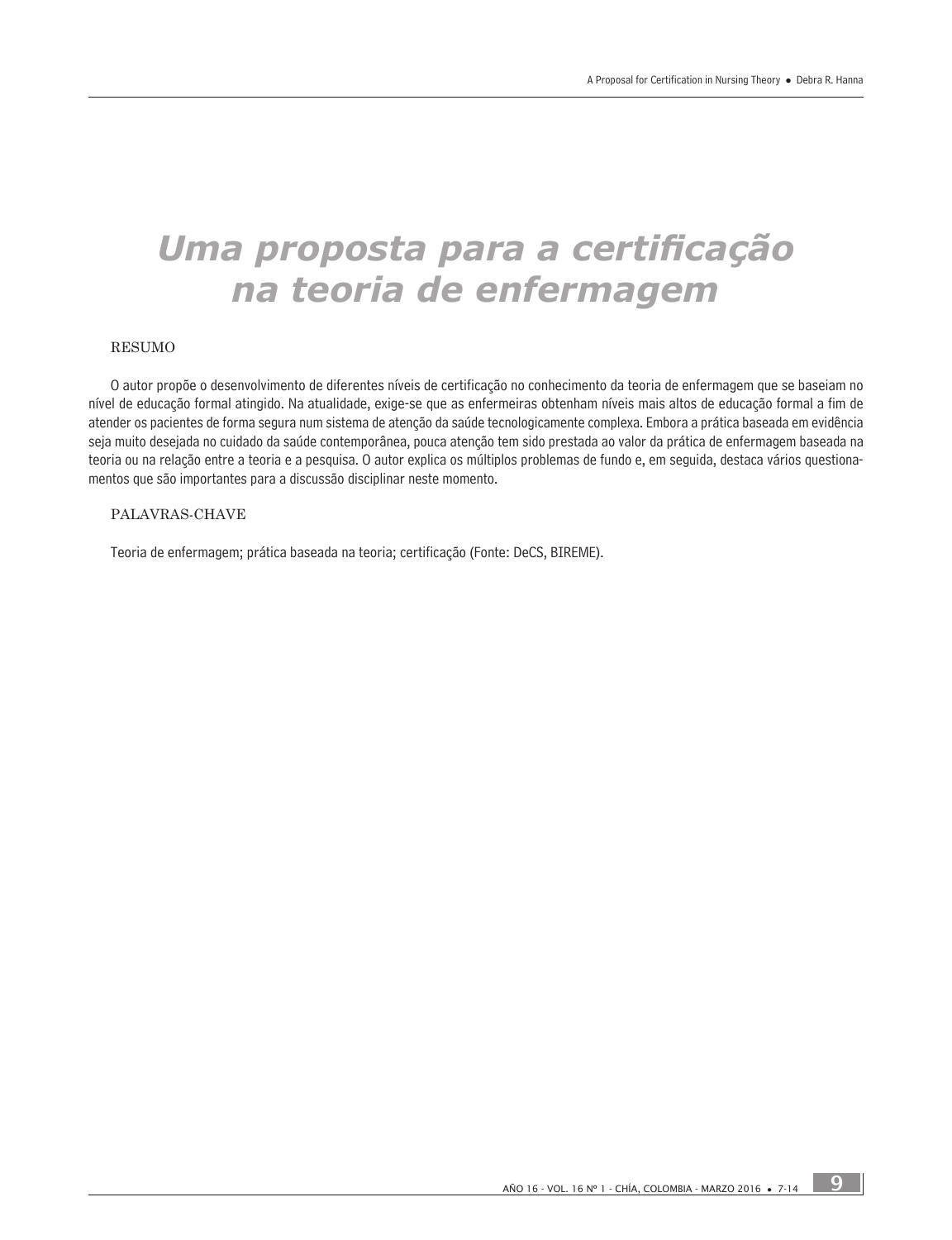# Uma proposta para a certificação na teoria de enfermagem

## RESUMO

O autor propõe o desenvolvimento de diferentes níveis de certificação no conhecimento da teoria de enfermagem que se baseiam no nível de educação formal atingido. Na atualidade, exige-se que as enfermeiras obtenham níveis mais altos de educação formal a fim de atender os pacientes de forma segura num sistema de atenção da saúde tecnologicamente complexa. Embora a prática baseada em evidência seja muito desejada no cuidado da saúde contemporânea, pouca atenção tem sido prestada ao valor da prática de enfermagem baseada na teoria ou na relação entre a teoria e a pesquisa. O autor explica os múltiplos problemas de fundo e, em seguida, destaca vários questionamentos que são importantes para a discussão disciplinar neste momento.

## PALAVRAS-CHAVE

Teoria de enfermagem; prática baseada na teoria; certificação (Fonte: DeCS, BIREME).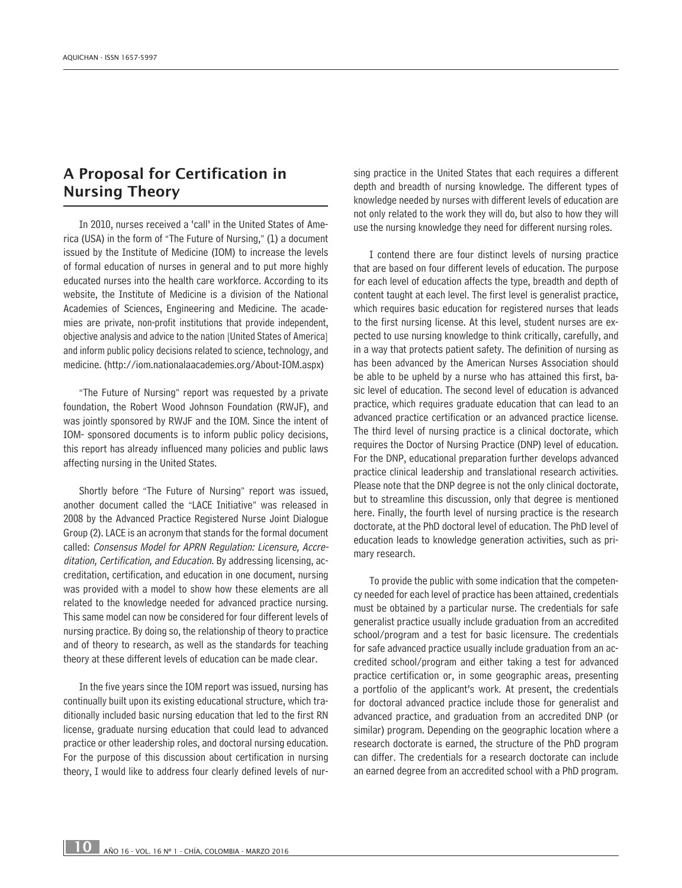## A Proposal for Certification in Nursing Theory

In 2010, nurses received a 'call' in the United States of America (USA) in the form of "The Future of Nursing," (1) a document issued by the Institute of Medicine (IOM) to increase the levels of formal education of nurses in general and to put more highly educated nurses into the health care workforce. According to its website, the Institute of Medicine is a division of the National Academies of Sciences, Engineering and Medicine. The academies are private, non-profit institutions that provide independent, objective analysis and advice to the nation [United States of America] and inform public policy decisions related to science, technology, and medicine. (http://iom.nationalaacademies.org/About-IOM.aspx)

"The Future of Nursing" report was requested by a private foundation, the Robert Wood Johnson Foundation (RWJF), and was jointly sponsored by RWJF and the IOM. Since the intent of IOM- sponsored documents is to inform public policy decisions, this report has already influenced many policies and public laws affecting nursing in the United States.

Shortly before "The Future of Nursing" report was issued, another document called the "LACE Initiative" was released in 2008 by the Advanced Practice Registered Nurse Joint Dialogue Group (2). LACE is an acronym that stands for the formal document called: *Consensus Model for APRN Regulation: Licensure, Accreditation, Certification, and Education.* By addressing licensing, accreditation, certification, and education in one document, nursing was provided with a model to show how these elements are all related to the knowledge needed for advanced practice nursing. This same model can now be considered for four different levels of nursing practice. By doing so, the relationship of theory to practice and of theory to research, as well as the standards for teaching theory at these different levels of education can be made clear.

In the five years since the IOM report was issued, nursing has continually built upon its existing educational structure, which traditionally included basic nursing education that led to the first RN license, graduate nursing education that could lead to advanced practice or other leadership roles, and doctoral nursing education. For the purpose of this discussion about certification in nursing theory, I would like to address four clearly defined levels of nursing practice in the United States that each requires a different depth and breadth of nursing knowledge. The different types of knowledge needed by nurses with different levels of education are not only related to the work they will do, but also to how they will use the nursing knowledge they need for different nursing roles.

I contend there are four distinct levels of nursing practice that are based on four different levels of education. The purpose for each level of education affects the type, breadth and depth of content taught at each level. The first level is generalist practice, which requires basic education for registered nurses that leads to the first nursing license. At this level, student nurses are expected to use nursing knowledge to think critically, carefully, and in a way that protects patient safety. The definition of nursing as has been advanced by the American Nurses Association should be able to be upheld by a nurse who has attained this first, basic level of education. The second level of education is advanced practice, which requires graduate education that can lead to an advanced practice certification or an advanced practice license. The third level of nursing practice is a clinical doctorate, which requires the Doctor of Nursing Practice (DNP) level of education. For the DNP, educational preparation further develops advanced practice clinical leadership and translational research activities. Please note that the DNP degree is not the only clinical doctorate, but to streamline this discussion, only that degree is mentioned here. Finally, the fourth level of nursing practice is the research doctorate, at the PhD doctoral level of education. The PhD level of education leads to knowledge generation activities, such as primary research.

To provide the public with some indication that the competency needed for each level of practice has been attained, credentials must be obtained by a particular nurse. The credentials for safe generalist practice usually include graduation from an accredited school/program and a test for basic licensure. The credentials for safe advanced practice usually include graduation from an accredited school/program and either taking a test for advanced practice certification or, in some geographic areas, presenting a portfolio of the applicant's work. At present, the credentials for doctoral advanced practice include those for generalist and advanced practice, and graduation from an accredited DNP (or similar) program. Depending on the geographic location where a research doctorate is earned, the structure of the PhD program can differ. The credentials for a research doctorate can include an earned degree from an accredited school with a PhD program.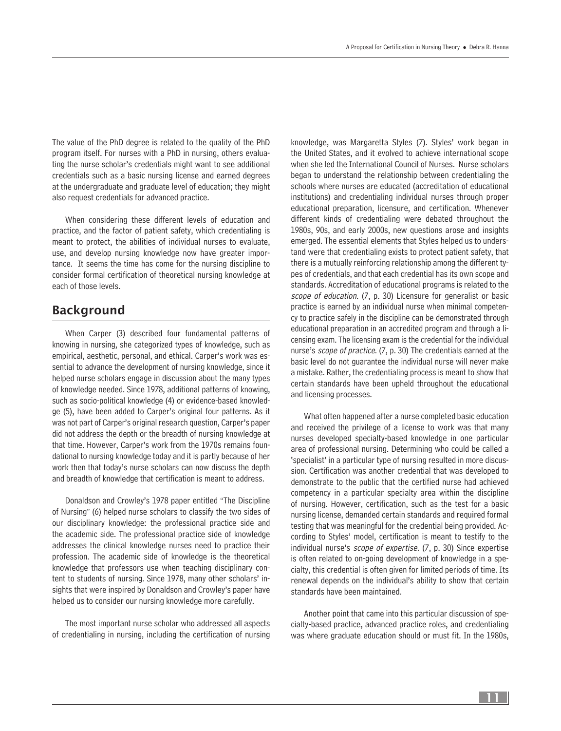The value of the PhD degree is related to the quality of the PhD program itself. For nurses with a PhD in nursing, others evaluating the nurse scholar's credentials might want to see additional credentials such as a basic nursing license and earned degrees at the undergraduate and graduate level of education; they might also request credentials for advanced practice.

When considering these different levels of education and practice, and the factor of patient safety, which credentialing is meant to protect, the abilities of individual nurses to evaluate, use, and develop nursing knowledge now have greater importance. It seems the time has come for the nursing discipline to consider formal certification of theoretical nursing knowledge at each of those levels.

## Background

When Carper (3) described four fundamental patterns of knowing in nursing, she categorized types of knowledge, such as empirical, aesthetic, personal, and ethical. Carper's work was essential to advance the development of nursing knowledge, since it helped nurse scholars engage in discussion about the many types of knowledge needed. Since 1978, additional patterns of knowing, such as socio-political knowledge (4) or evidence-based knowledge (5), have been added to Carper's original four patterns. As it was not part of Carper's original research question, Carper's paper did not address the depth or the breadth of nursing knowledge at that time. However, Carper's work from the 1970s remains foundational to nursing knowledge today and it is partly because of her work then that today's nurse scholars can now discuss the depth and breadth of knowledge that certification is meant to address.

Donaldson and Crowley's 1978 paper entitled "The Discipline of Nursing" (6) helped nurse scholars to classify the two sides of our disciplinary knowledge: the professional practice side and the academic side. The professional practice side of knowledge addresses the clinical knowledge nurses need to practice their profession. The academic side of knowledge is the theoretical knowledge that professors use when teaching disciplinary content to students of nursing. Since 1978, many other scholars' insights that were inspired by Donaldson and Crowley's paper have helped us to consider our nursing knowledge more carefully.

The most important nurse scholar who addressed all aspects of credentialing in nursing, including the certification of nursing knowledge, was Margaretta Styles (7). Styles' work began in the United States, and it evolved to achieve international scope when she led the International Council of Nurses. Nurse scholars began to understand the relationship between credentialing the schools where nurses are educated (accreditation of educational institutions) and credentialing individual nurses through proper educational preparation, licensure, and certification. Whenever different kinds of credentialing were debated throughout the 1980s, 90s, and early 2000s, new questions arose and insights emerged. The essential elements that Styles helped us to understand were that credentialing exists to protect patient safety, that there is a mutually reinforcing relationship among the different types of credentials, and that each credential has its own scope and standards. Accreditation of educational programs is related to the *scope of education.* (7, p. 30) Licensure for generalist or basic practice is earned by an individual nurse when minimal competency to practice safely in the discipline can be demonstrated through educational preparation in an accredited program and through a licensing exam. The licensing exam is the credential for the individual nurse's *scope of practice*. (7, p. 30) The credentials earned at the basic level do not guarantee the individual nurse will never make a mistake. Rather, the credentialing process is meant to show that certain standards have been upheld throughout the educational and licensing processes.

What often happened after a nurse completed basic education and received the privilege of a license to work was that many nurses developed specialty-based knowledge in one particular area of professional nursing. Determining who could be called a 'specialist' in a particular type of nursing resulted in more discussion. Certification was another credential that was developed to demonstrate to the public that the certified nurse had achieved competency in a particular specialty area within the discipline of nursing. However, certification, such as the test for a basic nursing license, demanded certain standards and required formal testing that was meaningful for the credential being provided. According to Styles' model, certification is meant to testify to the individual nurse's *scope of expertise*. (7, p. 30) Since expertise is often related to on-going development of knowledge in a specialty, this credential is often given for limited periods of time. Its renewal depends on the individual's ability to show that certain standards have been maintained.

Another point that came into this particular discussion of specialty-based practice, advanced practice roles, and credentialing was where graduate education should or must fit. In the 1980s,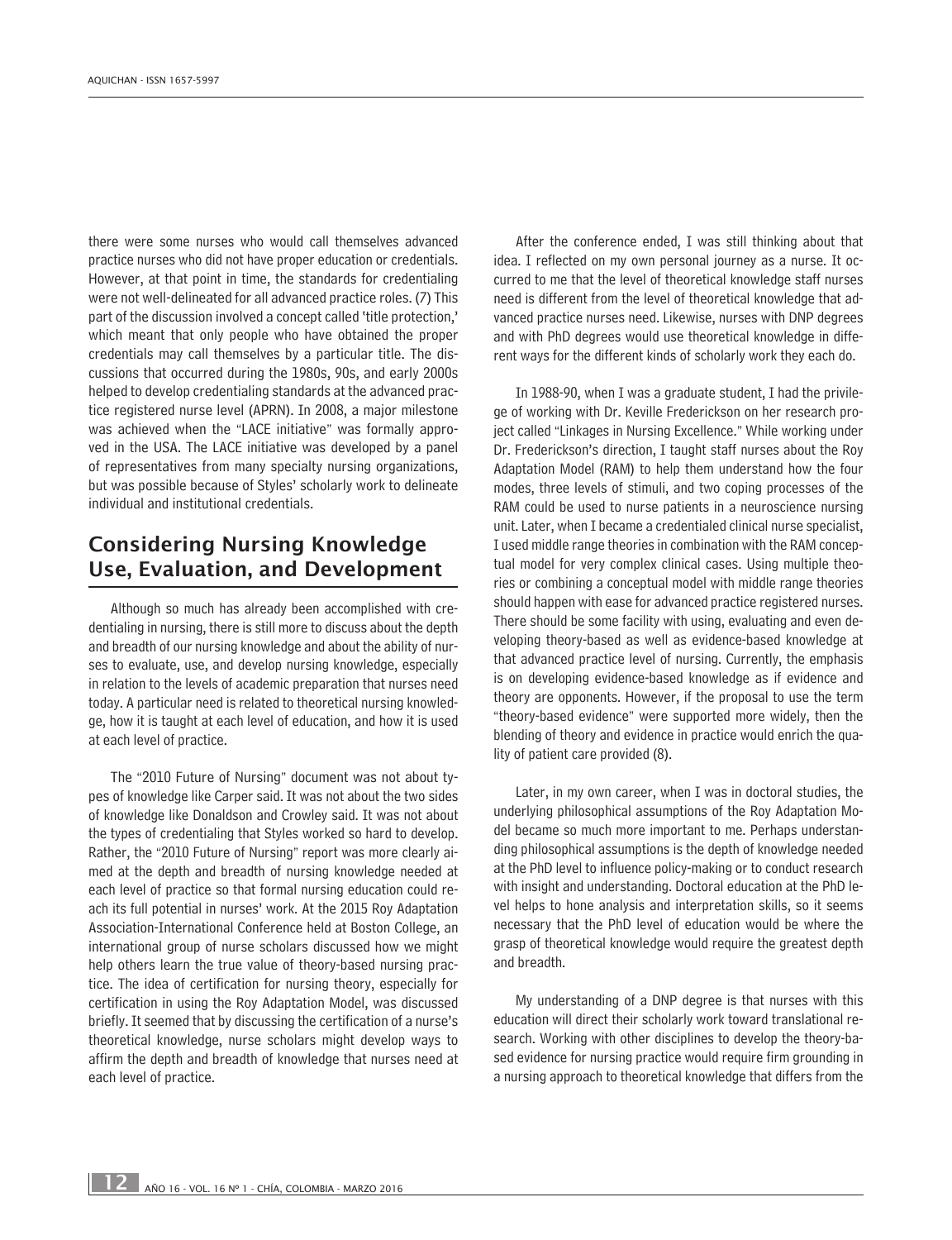there were some nurses who would call themselves advanced practice nurses who did not have proper education or credentials. However, at that point in time, the standards for credentialing were not well-delineated for all advanced practice roles. (7) This part of the discussion involved a concept called 'title protection,' which meant that only people who have obtained the proper credentials may call themselves by a particular title. The discussions that occurred during the 1980s, 90s, and early 2000s helped to develop credentialing standards at the advanced practice registered nurse level (APRN). In 2008, a major milestone was achieved when the "LACE initiative" was formally approved in the USA. The LACE initiative was developed by a panel of representatives from many specialty nursing organizations, but was possible because of Styles' scholarly work to delineate individual and institutional credentials.

## Considering Nursing Knowledge Use, Evaluation, and Development

Although so much has already been accomplished with credentialing in nursing, there is still more to discuss about the depth and breadth of our nursing knowledge and about the ability of nurses to evaluate, use, and develop nursing knowledge, especially in relation to the levels of academic preparation that nurses need today. A particular need is related to theoretical nursing knowledge, how it is taught at each level of education, and how it is used at each level of practice.

The "2010 Future of Nursing" document was not about types of knowledge like Carper said. It was not about the two sides of knowledge like Donaldson and Crowley said. It was not about the types of credentialing that Styles worked so hard to develop. Rather, the "2010 Future of Nursing" report was more clearly aimed at the depth and breadth of nursing knowledge needed at each level of practice so that formal nursing education could reach its full potential in nurses' work. At the 2015 Roy Adaptation Association-International Conference held at Boston College, an international group of nurse scholars discussed how we might help others learn the true value of theory-based nursing practice. The idea of certification for nursing theory, especially for certification in using the Roy Adaptation Model, was discussed briefly. It seemed that by discussing the certification of a nurse's theoretical knowledge, nurse scholars might develop ways to affirm the depth and breadth of knowledge that nurses need at each level of practice.

After the conference ended, I was still thinking about that idea. I reflected on my own personal journey as a nurse. It occurred to me that the level of theoretical knowledge staff nurses need is different from the level of theoretical knowledge that advanced practice nurses need. Likewise, nurses with DNP degrees and with PhD degrees would use theoretical knowledge in different ways for the different kinds of scholarly work they each do.

In 1988-90, when I was a graduate student, I had the privilege of working with Dr. Keville Frederickson on her research project called "Linkages in Nursing Excellence." While working under Dr. Frederickson's direction, I taught staff nurses about the Roy Adaptation Model (RAM) to help them understand how the four modes, three levels of stimuli, and two coping processes of the RAM could be used to nurse patients in a neuroscience nursing unit. Later, when I became a credentialed clinical nurse specialist, I used middle range theories in combination with the RAM conceptual model for very complex clinical cases. Using multiple theories or combining a conceptual model with middle range theories should happen with ease for advanced practice registered nurses. There should be some facility with using, evaluating and even developing theory-based as well as evidence-based knowledge at that advanced practice level of nursing. Currently, the emphasis is on developing evidence-based knowledge as if evidence and theory are opponents. However, if the proposal to use the term "theory-based evidence" were supported more widely, then the blending of theory and evidence in practice would enrich the quality of patient care provided (8).

Later, in my own career, when I was in doctoral studies, the underlying philosophical assumptions of the Roy Adaptation Model became so much more important to me. Perhaps understanding philosophical assumptions is the depth of knowledge needed at the PhD level to influence policy-making or to conduct research with insight and understanding. Doctoral education at the PhD level helps to hone analysis and interpretation skills, so it seems necessary that the PhD level of education would be where the grasp of theoretical knowledge would require the greatest depth and breadth.

My understanding of a DNP degree is that nurses with this education will direct their scholarly work toward translational research. Working with other disciplines to develop the theory-based evidence for nursing practice would require firm grounding in a nursing approach to theoretical knowledge that differs from the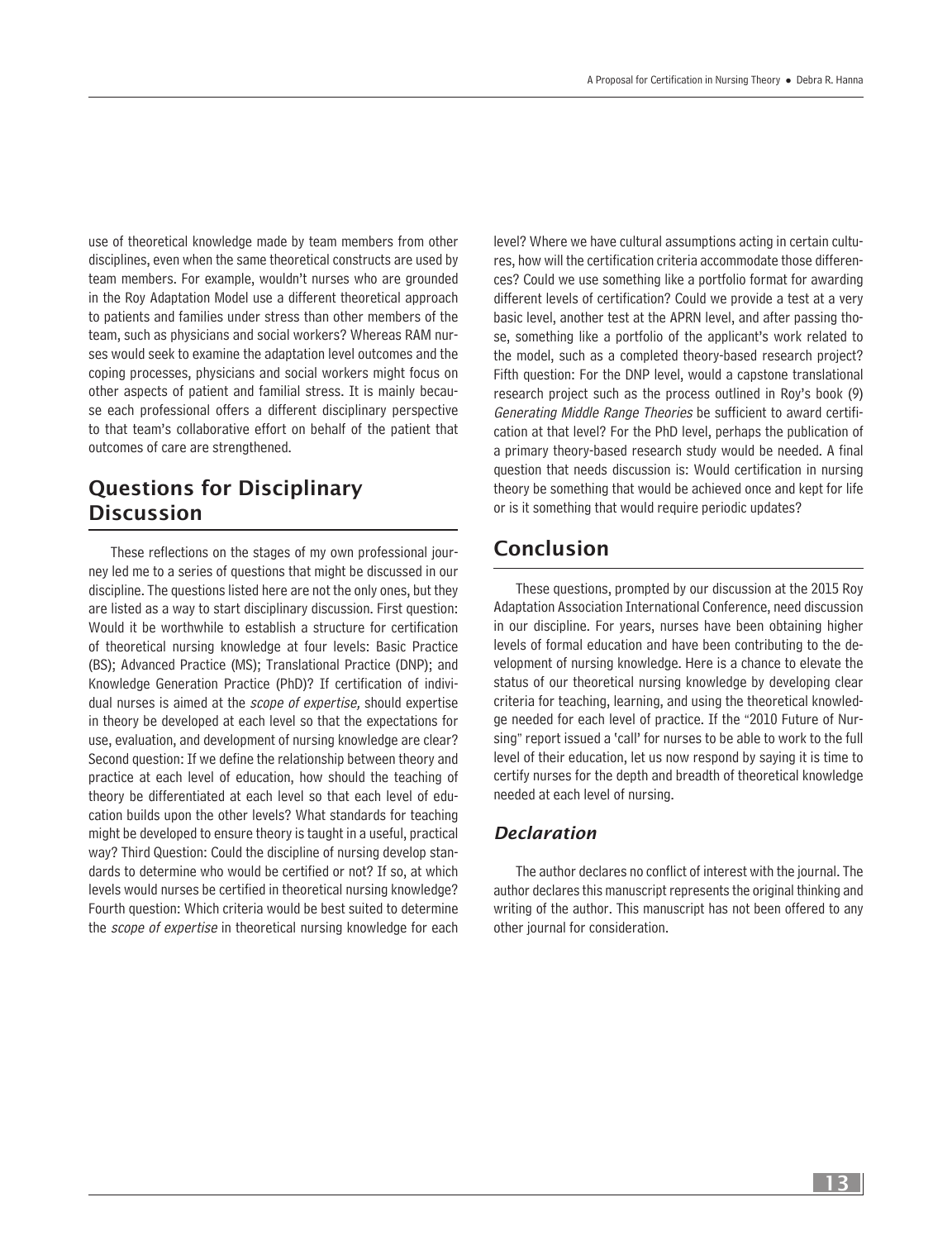use of theoretical knowledge made by team members from other disciplines, even when the same theoretical constructs are used by team members. For example, wouldn't nurses who are grounded in the Roy Adaptation Model use a different theoretical approach to patients and families under stress than other members of the team, such as physicians and social workers? Whereas RAM nurses would seek to examine the adaptation level outcomes and the coping processes, physicians and social workers might focus on other aspects of patient and familial stress. It is mainly because each professional offers a different disciplinary perspective to that team's collaborative effort on behalf of the patient that outcomes of care are strengthened.

## Questions for Disciplinary Discussion

These reflections on the stages of my own professional journey led me to a series of questions that might be discussed in our discipline. The questions listed here are not the only ones, but they are listed as a way to start disciplinary discussion. First question: Would it be worthwhile to establish a structure for certification of theoretical nursing knowledge at four levels: Basic Practice (BS); Advanced Practice (MS); Translational Practice (DNP); and Knowledge Generation Practice (PhD)? If certification of individual nurses is aimed at the *scope of expertise,* should expertise in theory be developed at each level so that the expectations for use, evaluation, and development of nursing knowledge are clear? Second question: If we define the relationship between theory and practice at each level of education, how should the teaching of theory be differentiated at each level so that each level of education builds upon the other levels? What standards for teaching might be developed to ensure theory is taught in a useful, practical way? Third Question: Could the discipline of nursing develop standards to determine who would be certified or not? If so, at which levels would nurses be certified in theoretical nursing knowledge? Fourth question: Which criteria would be best suited to determine the *scope of expertise* in theoretical nursing knowledge for each level? Where we have cultural assumptions acting in certain cultures, how will the certification criteria accommodate those differences? Could we use something like a portfolio format for awarding different levels of certification? Could we provide a test at a very basic level, another test at the APRN level, and after passing those, something like a portfolio of the applicant's work related to the model, such as a completed theory-based research project? Fifth question: For the DNP level, would a capstone translational research project such as the process outlined in Roy's book (9) *Generating Middle Range Theories* be sufficient to award certification at that level? For the PhD level, perhaps the publication of a primary theory-based research study would be needed. A final question that needs discussion is: Would certification in nursing theory be something that would be achieved once and kept for life or is it something that would require periodic updates?

## Conclusion

These questions, prompted by our discussion at the 2015 Roy Adaptation Association International Conference, need discussion in our discipline. For years, nurses have been obtaining higher levels of formal education and have been contributing to the development of nursing knowledge. Here is a chance to elevate the status of our theoretical nursing knowledge by developing clear criteria for teaching, learning, and using the theoretical knowledge needed for each level of practice. If the "2010 Future of Nursing" report issued a 'call' for nurses to be able to work to the full level of their education, let us now respond by saying it is time to certify nurses for the depth and breadth of theoretical knowledge needed at each level of nursing.

### *Declaration*

The author declares no conflict of interest with the journal. The author declares this manuscript represents the original thinking and writing of the author. This manuscript has not been offered to any other journal for consideration.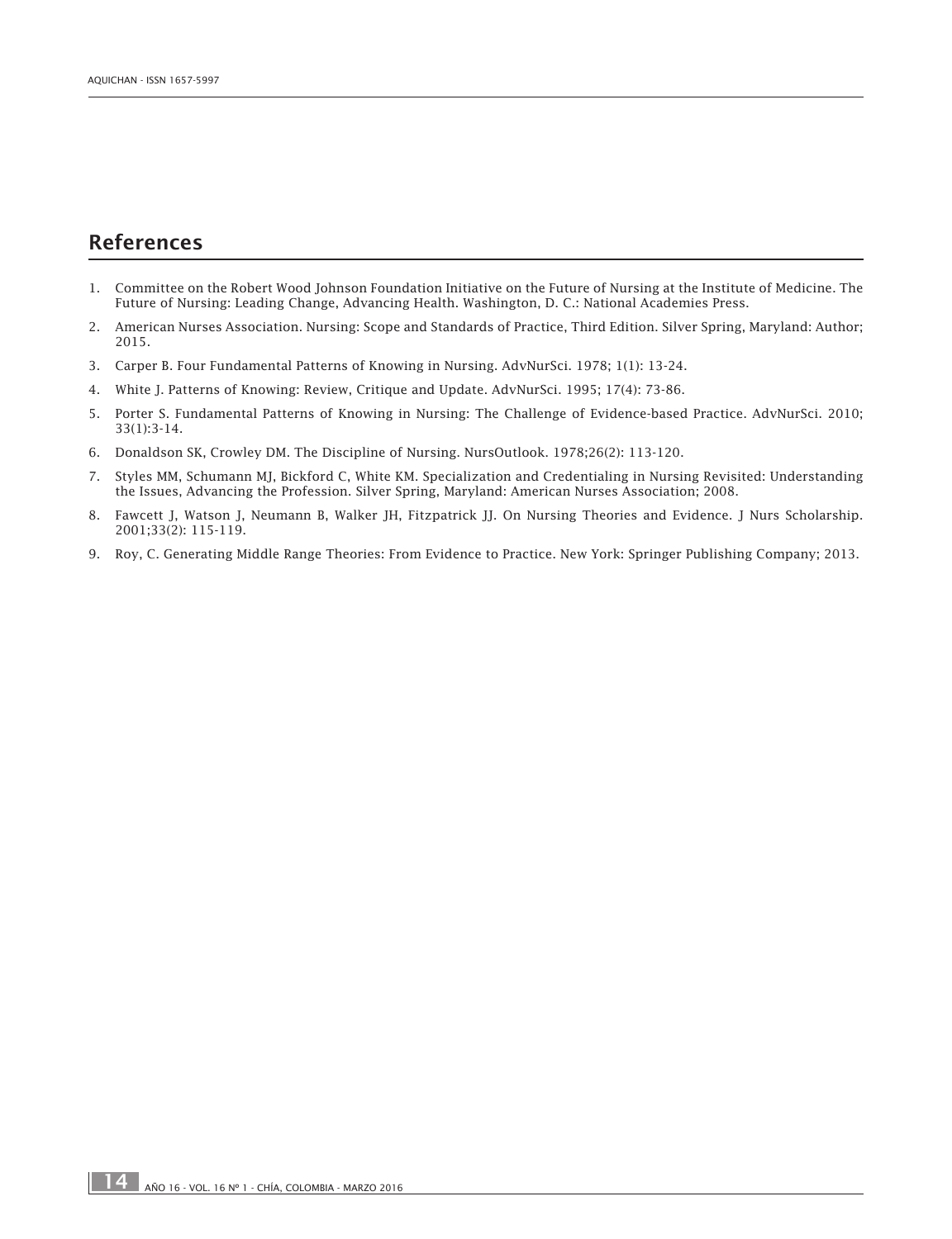## References

1. Committee on the Robert Wood Johnson Foundation Initiative on the Future of Nursing at the Institute of Medicine. The Future of Nursing: Leading Change, Advancing Health. Washington, D. C.: National Academies Press.
2. American Nurses Association. Nursing: Scope and Standards of Practice, Third Edition. Silver Spring, Maryland: Author; 2015.
3. Carper B. Four Fundamental Patterns of Knowing in Nursing. AdvNurSci. 1978; 1(1): 13-24.
4. White J. Patterns of Knowing: Review, Critique and Update. AdvNurSci. 1995; 17(4): 73-86.
5. Porter S. Fundamental Patterns of Knowing in Nursing: The Challenge of Evidence-based Practice. AdvNurSci. 2010; 33(1):3-14.
6. Donaldson SK, Crowley DM. The Discipline of Nursing. NursOutlook. 1978;26(2): 113-120.
7. Styles MM, Schumann MJ, Bickford C, White KM. Specialization and Credentialing in Nursing Revisited: Understanding the Issues, Advancing the Profession. Silver Spring, Maryland: American Nurses Association; 2008.
8. Fawcett J, Watson J, Neumann B, Walker JH, Fitzpatrick JJ. On Nursing Theories and Evidence. J Nurs Scholarship. 2001;33(2): 115-119.
9. Roy, C. Generating Middle Range Theories: From Evidence to Practice. New York: Springer Publishing Company; 2013.